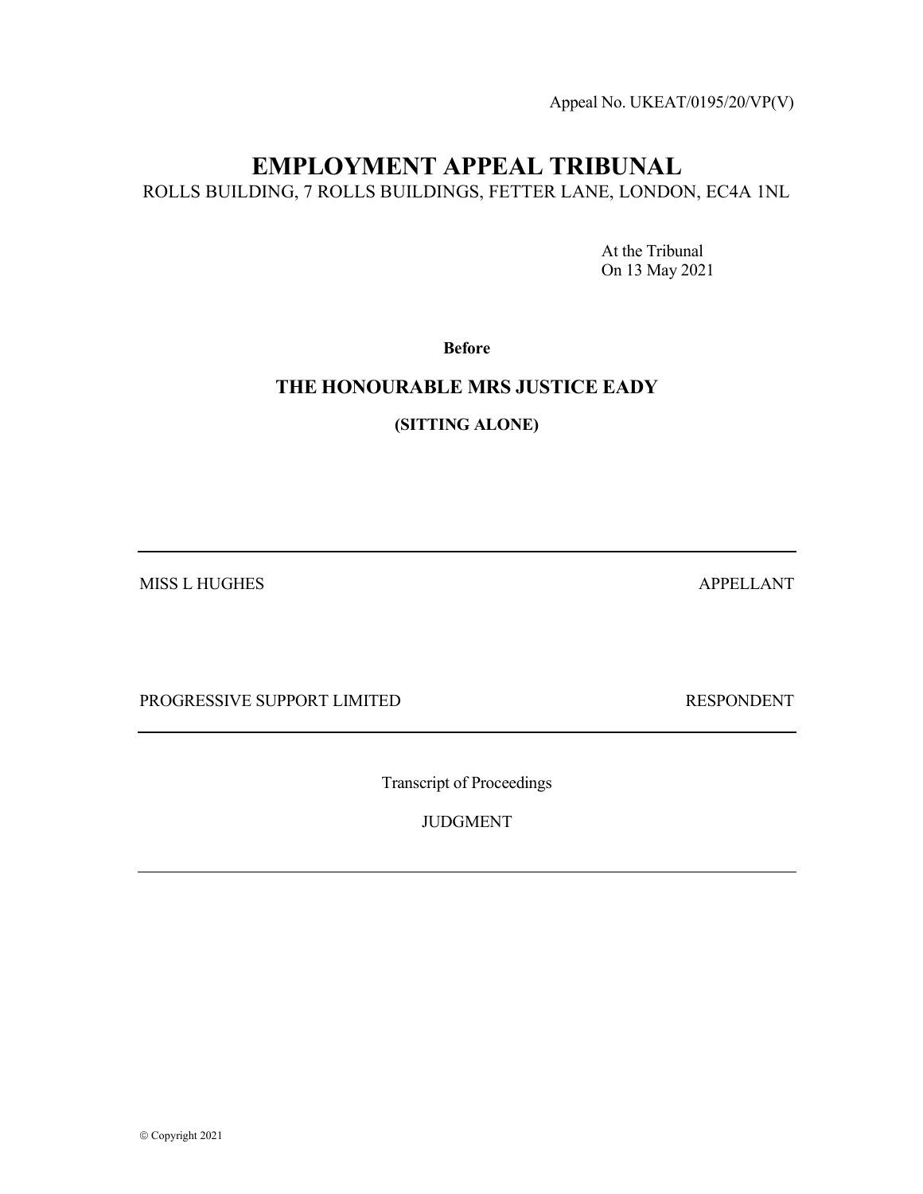Appeal No. UKEAT/0195/20/VP(V)

# EMPLOYMENT APPEAL TRIBUNAL

ROLLS BUILDING, 7 ROLLS BUILDINGS, FETTER LANE, LONDON, EC4A 1NL

At the Tribunal
On 13 May 2021

**Before**

## THE HONOURABLE MRS JUSTICE EADY

**(SITTING ALONE)**

---

MISS L HUGHES APPELLANT

PROGRESSIVE SUPPORT LIMITED RESPONDENT

---

Transcript of Proceedings

JUDGMENT

---

© Copyright 2021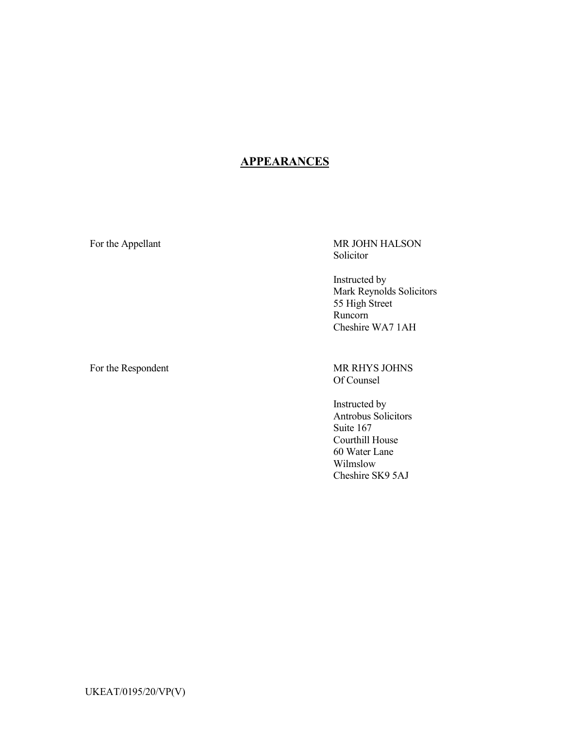## APPEARANCES

For the Appellant

MR JOHN HALSON
Solicitor

Instructed by
Mark Reynolds Solicitors
55 High Street
Runcorn
Cheshire WA7 1AH

For the Respondent

MR RHYS JOHNS
Of Counsel

Instructed by
Antrobus Solicitors
Suite 167
Courthill House
60 Water Lane
Wilmslow
Cheshire SK9 5AJ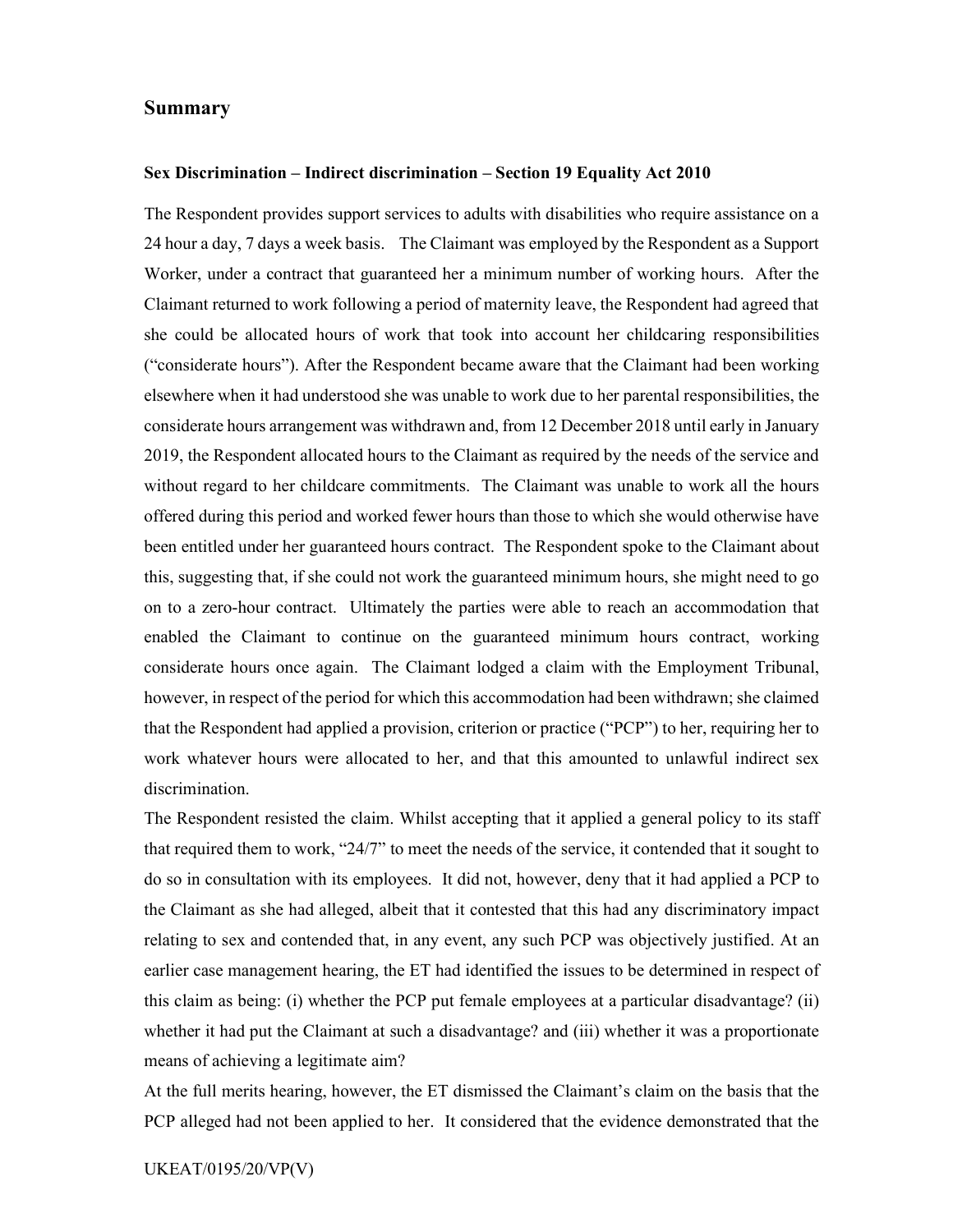## Summary

**Sex Discrimination – Indirect discrimination – Section 19 Equality Act 2010**

The Respondent provides support services to adults with disabilities who require assistance on a 24 hour a day, 7 days a week basis. The Claimant was employed by the Respondent as a Support Worker, under a contract that guaranteed her a minimum number of working hours. After the Claimant returned to work following a period of maternity leave, the Respondent had agreed that she could be allocated hours of work that took into account her childcaring responsibilities ("considerate hours"). After the Respondent became aware that the Claimant had been working elsewhere when it had understood she was unable to work due to her parental responsibilities, the considerate hours arrangement was withdrawn and, from 12 December 2018 until early in January 2019, the Respondent allocated hours to the Claimant as required by the needs of the service and without regard to her childcare commitments. The Claimant was unable to work all the hours offered during this period and worked fewer hours than those to which she would otherwise have been entitled under her guaranteed hours contract. The Respondent spoke to the Claimant about this, suggesting that, if she could not work the guaranteed minimum hours, she might need to go on to a zero-hour contract. Ultimately the parties were able to reach an accommodation that enabled the Claimant to continue on the guaranteed minimum hours contract, working considerate hours once again. The Claimant lodged a claim with the Employment Tribunal, however, in respect of the period for which this accommodation had been withdrawn; she claimed that the Respondent had applied a provision, criterion or practice ("PCP") to her, requiring her to work whatever hours were allocated to her, and that this amounted to unlawful indirect sex discrimination.

The Respondent resisted the claim. Whilst accepting that it applied a general policy to its staff that required them to work, "24/7" to meet the needs of the service, it contended that it sought to do so in consultation with its employees. It did not, however, deny that it had applied a PCP to the Claimant as she had alleged, albeit that it contested that this had any discriminatory impact relating to sex and contended that, in any event, any such PCP was objectively justified. At an earlier case management hearing, the ET had identified the issues to be determined in respect of this claim as being: (i) whether the PCP put female employees at a particular disadvantage? (ii) whether it had put the Claimant at such a disadvantage? and (iii) whether it was a proportionate means of achieving a legitimate aim?

At the full merits hearing, however, the ET dismissed the Claimant's claim on the basis that the PCP alleged had not been applied to her. It considered that the evidence demonstrated that the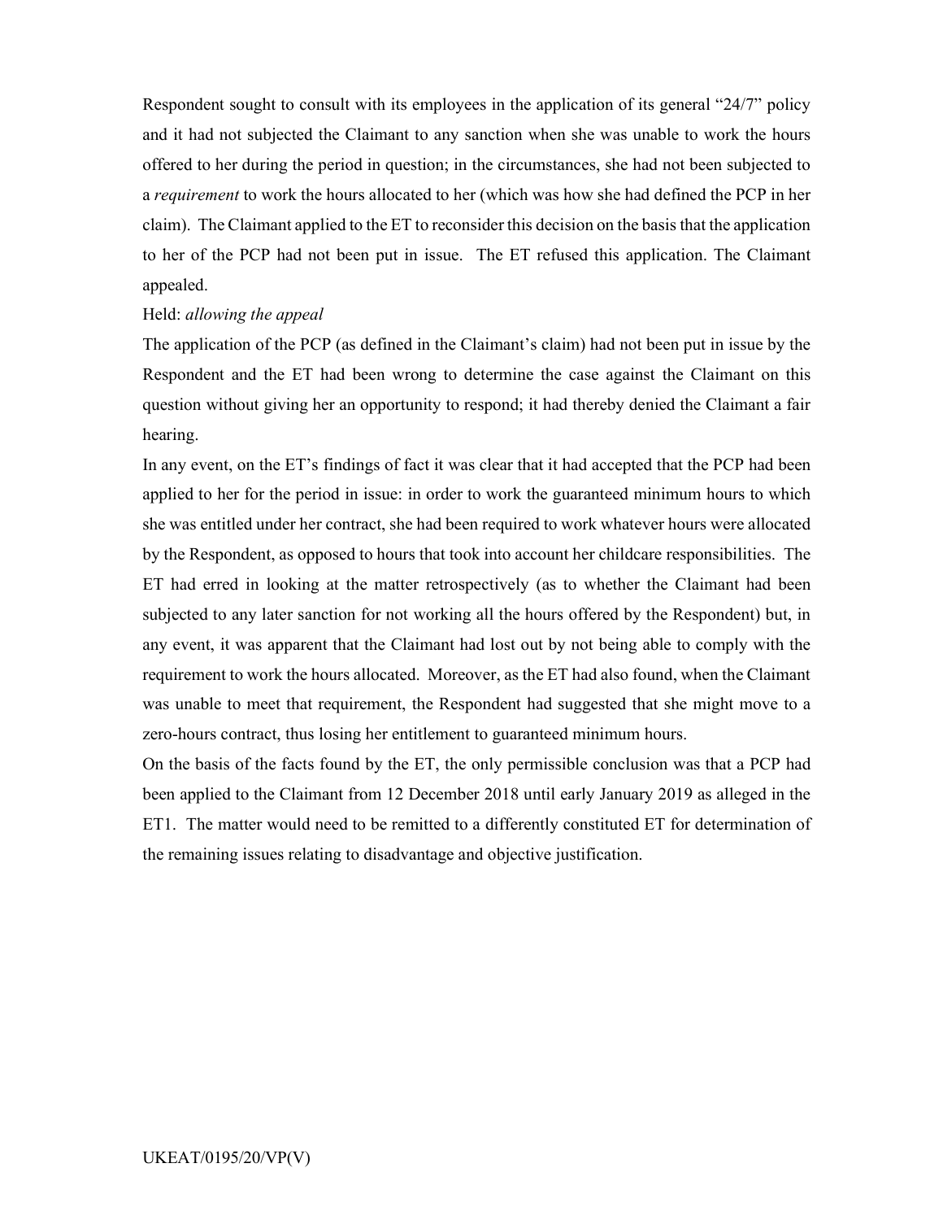Respondent sought to consult with its employees in the application of its general "24/7" policy and it had not subjected the Claimant to any sanction when she was unable to work the hours offered to her during the period in question; in the circumstances, she had not been subjected to a *requirement* to work the hours allocated to her (which was how she had defined the PCP in her claim). The Claimant applied to the ET to reconsider this decision on the basis that the application to her of the PCP had not been put in issue. The ET refused this application. The Claimant appealed.

Held: *allowing the appeal*

The application of the PCP (as defined in the Claimant's claim) had not been put in issue by the Respondent and the ET had been wrong to determine the case against the Claimant on this question without giving her an opportunity to respond; it had thereby denied the Claimant a fair hearing.

In any event, on the ET's findings of fact it was clear that it had accepted that the PCP had been applied to her for the period in issue: in order to work the guaranteed minimum hours to which she was entitled under her contract, she had been required to work whatever hours were allocated by the Respondent, as opposed to hours that took into account her childcare responsibilities. The ET had erred in looking at the matter retrospectively (as to whether the Claimant had been subjected to any later sanction for not working all the hours offered by the Respondent) but, in any event, it was apparent that the Claimant had lost out by not being able to comply with the requirement to work the hours allocated. Moreover, as the ET had also found, when the Claimant was unable to meet that requirement, the Respondent had suggested that she might move to a zero-hours contract, thus losing her entitlement to guaranteed minimum hours.

On the basis of the facts found by the ET, the only permissible conclusion was that a PCP had been applied to the Claimant from 12 December 2018 until early January 2019 as alleged in the ET1. The matter would need to be remitted to a differently constituted ET for determination of the remaining issues relating to disadvantage and objective justification.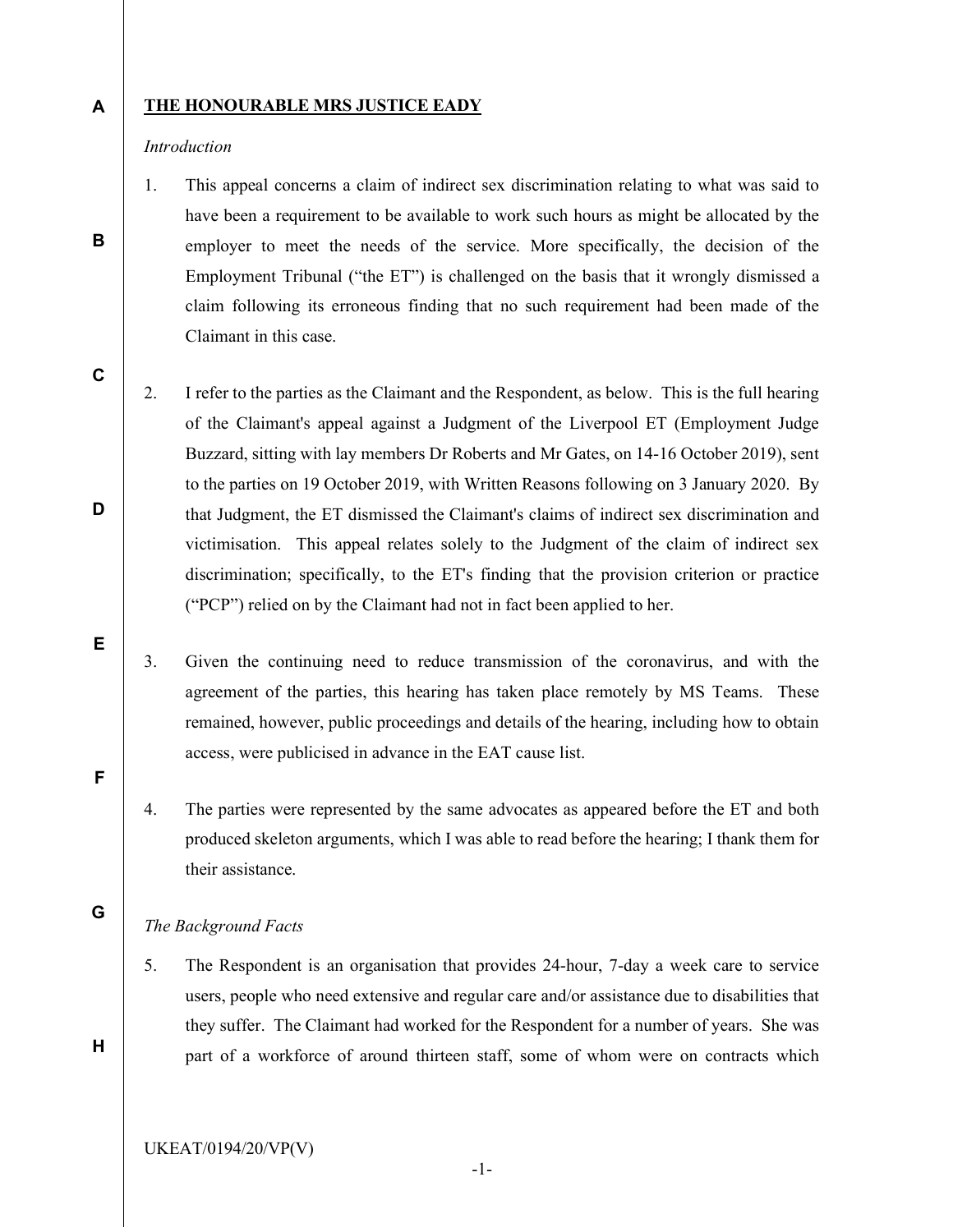**THE HONOURABLE MRS JUSTICE EADY**

*Introduction*

1. This appeal concerns a claim of indirect sex discrimination relating to what was said to have been a requirement to be available to work such hours as might be allocated by the employer to meet the needs of the service. More specifically, the decision of the Employment Tribunal ("the ET") is challenged on the basis that it wrongly dismissed a claim following its erroneous finding that no such requirement had been made of the Claimant in this case.

2. I refer to the parties as the Claimant and the Respondent, as below. This is the full hearing of the Claimant's appeal against a Judgment of the Liverpool ET (Employment Judge Buzzard, sitting with lay members Dr Roberts and Mr Gates, on 14-16 October 2019), sent to the parties on 19 October 2019, with Written Reasons following on 3 January 2020. By that Judgment, the ET dismissed the Claimant's claims of indirect sex discrimination and victimisation. This appeal relates solely to the Judgment of the claim of indirect sex discrimination; specifically, to the ET's finding that the provision criterion or practice ("PCP") relied on by the Claimant had not in fact been applied to her.

3. Given the continuing need to reduce transmission of the coronavirus, and with the agreement of the parties, this hearing has taken place remotely by MS Teams. These remained, however, public proceedings and details of the hearing, including how to obtain access, were publicised in advance in the EAT cause list.

4. The parties were represented by the same advocates as appeared before the ET and both produced skeleton arguments, which I was able to read before the hearing; I thank them for their assistance.

*The Background Facts*

5. The Respondent is an organisation that provides 24-hour, 7-day a week care to service users, people who need extensive and regular care and/or assistance due to disabilities that they suffer. The Claimant had worked for the Respondent for a number of years. She was part of a workforce of around thirteen staff, some of whom were on contracts which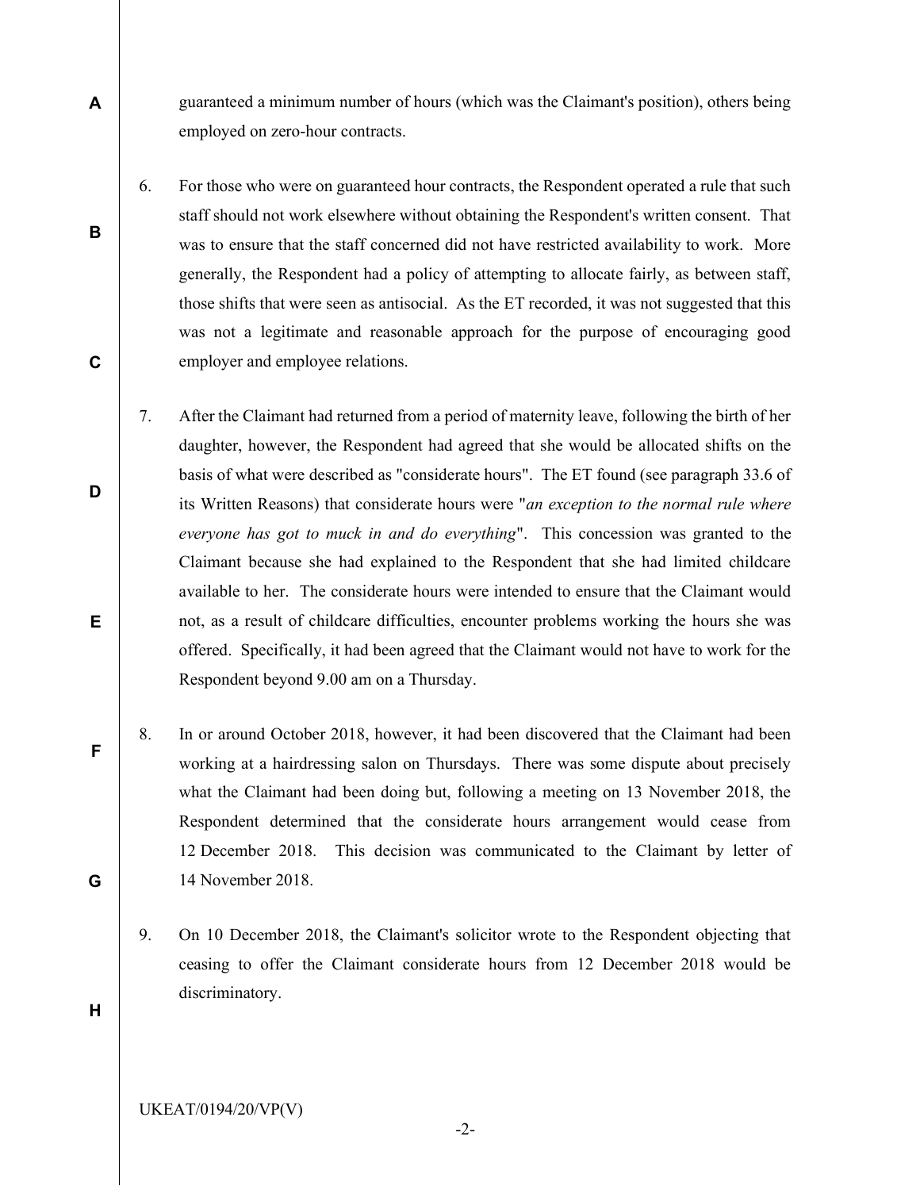guaranteed a minimum number of hours (which was the Claimant's position), others being employed on zero-hour contracts.

6. For those who were on guaranteed hour contracts, the Respondent operated a rule that such staff should not work elsewhere without obtaining the Respondent's written consent. That was to ensure that the staff concerned did not have restricted availability to work. More generally, the Respondent had a policy of attempting to allocate fairly, as between staff, those shifts that were seen as antisocial. As the ET recorded, it was not suggested that this was not a legitimate and reasonable approach for the purpose of encouraging good employer and employee relations.

7. After the Claimant had returned from a period of maternity leave, following the birth of her daughter, however, the Respondent had agreed that she would be allocated shifts on the basis of what were described as "considerate hours". The ET found (see paragraph 33.6 of its Written Reasons) that considerate hours were "*an exception to the normal rule where everyone has got to muck in and do everything*". This concession was granted to the Claimant because she had explained to the Respondent that she had limited childcare available to her. The considerate hours were intended to ensure that the Claimant would not, as a result of childcare difficulties, encounter problems working the hours she was offered. Specifically, it had been agreed that the Claimant would not have to work for the Respondent beyond 9.00 am on a Thursday.

8. In or around October 2018, however, it had been discovered that the Claimant had been working at a hairdressing salon on Thursdays. There was some dispute about precisely what the Claimant had been doing but, following a meeting on 13 November 2018, the Respondent determined that the considerate hours arrangement would cease from 12 December 2018. This decision was communicated to the Claimant by letter of 14 November 2018.

9. On 10 December 2018, the Claimant's solicitor wrote to the Respondent objecting that ceasing to offer the Claimant considerate hours from 12 December 2018 would be discriminatory.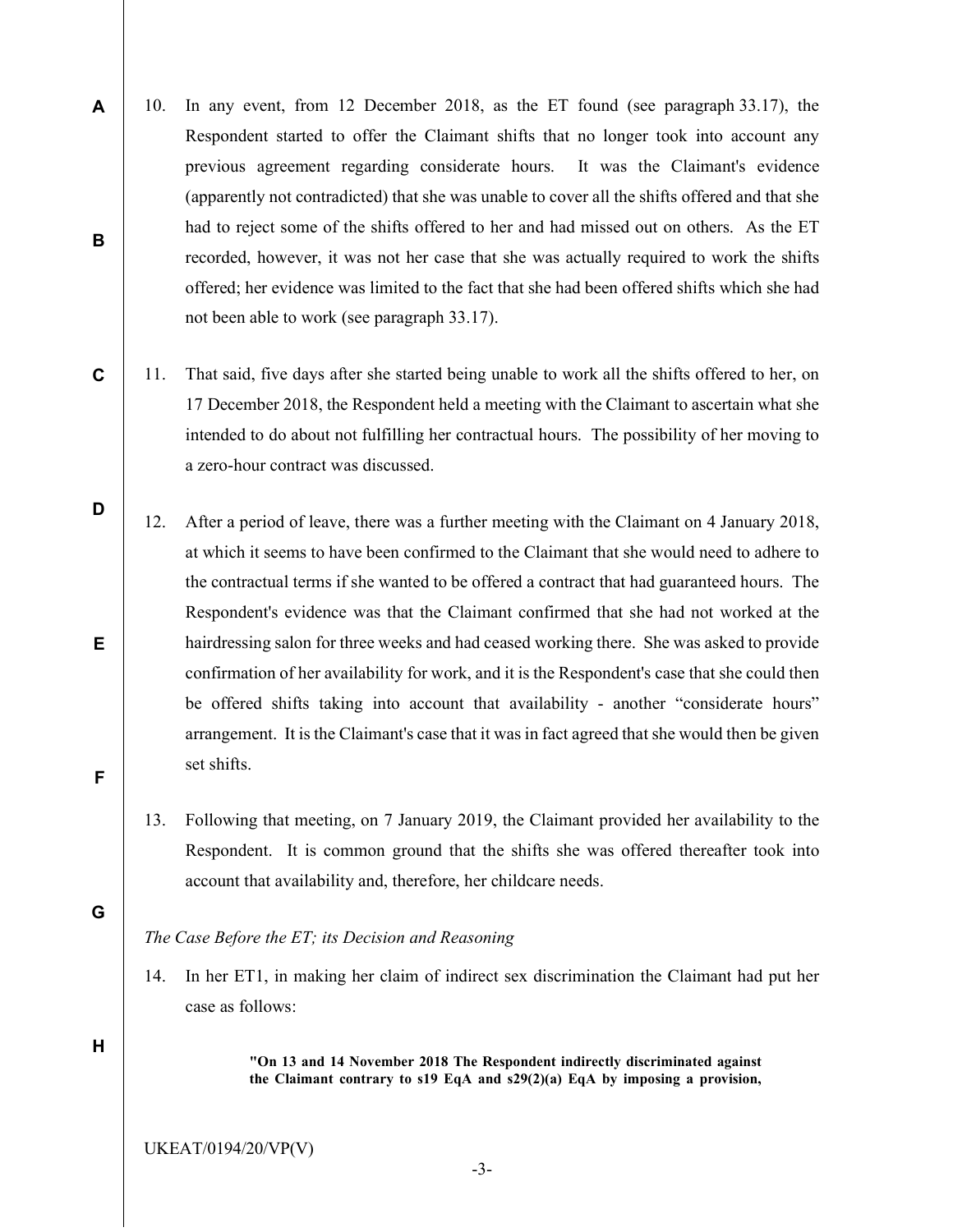10. In any event, from 12 December 2018, as the ET found (see paragraph 33.17), the Respondent started to offer the Claimant shifts that no longer took into account any previous agreement regarding considerate hours. It was the Claimant's evidence (apparently not contradicted) that she was unable to cover all the shifts offered and that she had to reject some of the shifts offered to her and had missed out on others. As the ET recorded, however, it was not her case that she was actually required to work the shifts offered; her evidence was limited to the fact that she had been offered shifts which she had not been able to work (see paragraph 33.17).

11. That said, five days after she started being unable to work all the shifts offered to her, on 17 December 2018, the Respondent held a meeting with the Claimant to ascertain what she intended to do about not fulfilling her contractual hours. The possibility of her moving to a zero-hour contract was discussed.

12. After a period of leave, there was a further meeting with the Claimant on 4 January 2018, at which it seems to have been confirmed to the Claimant that she would need to adhere to the contractual terms if she wanted to be offered a contract that had guaranteed hours. The Respondent's evidence was that the Claimant confirmed that she had not worked at the hairdressing salon for three weeks and had ceased working there. She was asked to provide confirmation of her availability for work, and it is the Respondent's case that she could then be offered shifts taking into account that availability - another "considerate hours" arrangement. It is the Claimant's case that it was in fact agreed that she would then be given set shifts.

13. Following that meeting, on 7 January 2019, the Claimant provided her availability to the Respondent. It is common ground that the shifts she was offered thereafter took into account that availability and, therefore, her childcare needs.

*The Case Before the ET; its Decision and Reasoning*

14. In her ET1, in making her claim of indirect sex discrimination the Claimant had put her case as follows:

> **"On 13 and 14 November 2018 The Respondent indirectly discriminated against the Claimant contrary to s19 EqA and s29(2)(a) EqA by imposing a provision,**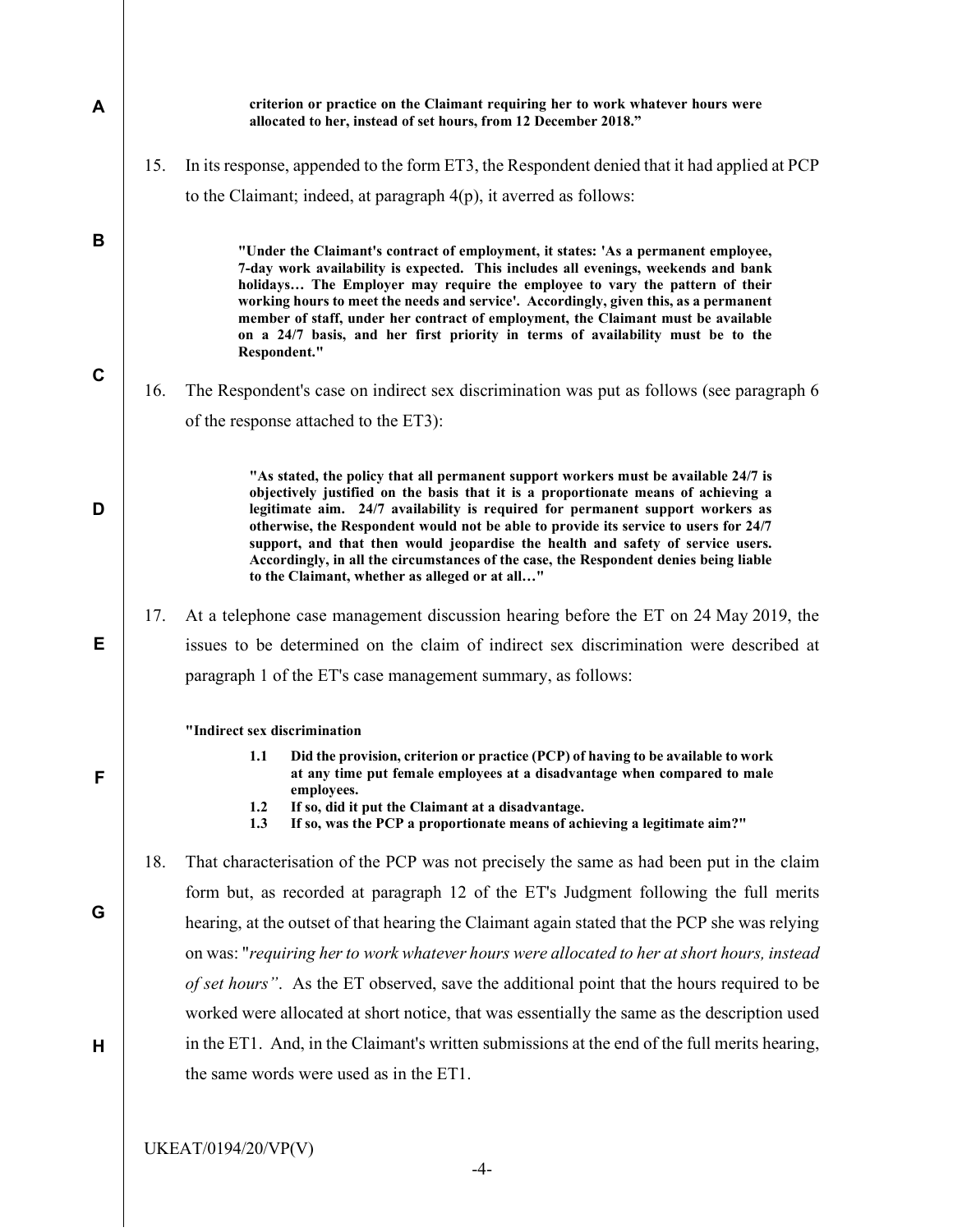**criterion or practice on the Claimant requiring her to work whatever hours were allocated to her, instead of set hours, from 12 December 2018."**

15. In its response, appended to the form ET3, the Respondent denied that it had applied at PCP to the Claimant; indeed, at paragraph 4(p), it averred as follows:

> **"Under the Claimant's contract of employment, it states: 'As a permanent employee, 7-day work availability is expected. This includes all evenings, weekends and bank holidays… The Employer may require the employee to vary the pattern of their working hours to meet the needs and service'. Accordingly, given this, as a permanent member of staff, under her contract of employment, the Claimant must be available on a 24/7 basis, and her first priority in terms of availability must be to the Respondent."**

16. The Respondent's case on indirect sex discrimination was put as follows (see paragraph 6 of the response attached to the ET3):

> **"As stated, the policy that all permanent support workers must be available 24/7 is objectively justified on the basis that it is a proportionate means of achieving a legitimate aim. 24/7 availability is required for permanent support workers as otherwise, the Respondent would not be able to provide its service to users for 24/7 support, and that then would jeopardise the health and safety of service users. Accordingly, in all the circumstances of the case, the Respondent denies being liable to the Claimant, whether as alleged or at all…"**

17. At a telephone case management discussion hearing before the ET on 24 May 2019, the issues to be determined on the claim of indirect sex discrimination were described at paragraph 1 of the ET's case management summary, as follows:

> **"Indirect sex discrimination**
>
> **1.1 Did the provision, criterion or practice (PCP) of having to be available to work at any time put female employees at a disadvantage when compared to male employees.**
> **1.2 If so, did it put the Claimant at a disadvantage.**
> **1.3 If so, was the PCP a proportionate means of achieving a legitimate aim?"**

18. That characterisation of the PCP was not precisely the same as had been put in the claim form but, as recorded at paragraph 12 of the ET's Judgment following the full merits hearing, at the outset of that hearing the Claimant again stated that the PCP she was relying on was: "*requiring her to work whatever hours were allocated to her at short hours, instead of set hours*". As the ET observed, save the additional point that the hours required to be worked were allocated at short notice, that was essentially the same as the description used in the ET1. And, in the Claimant's written submissions at the end of the full merits hearing, the same words were used as in the ET1.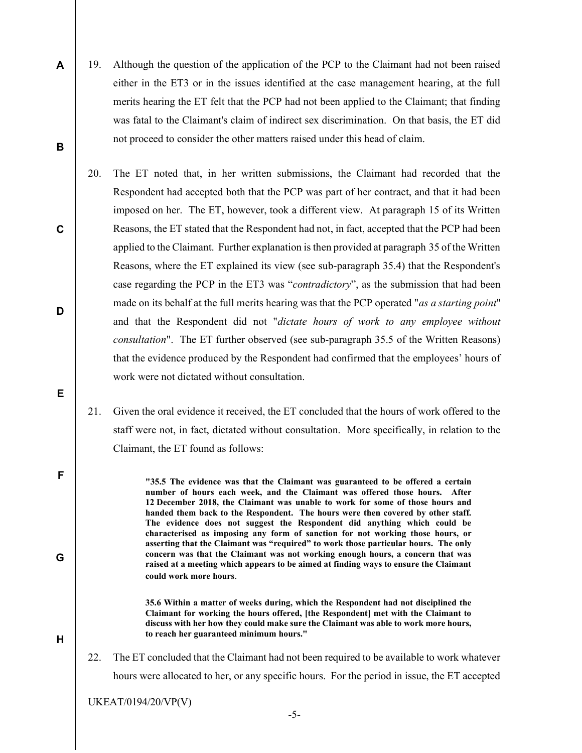19. Although the question of the application of the PCP to the Claimant had not been raised either in the ET3 or in the issues identified at the case management hearing, at the full merits hearing the ET felt that the PCP had not been applied to the Claimant; that finding was fatal to the Claimant's claim of indirect sex discrimination. On that basis, the ET did not proceed to consider the other matters raised under this head of claim.

20. The ET noted that, in her written submissions, the Claimant had recorded that the Respondent had accepted both that the PCP was part of her contract, and that it had been imposed on her. The ET, however, took a different view. At paragraph 15 of its Written Reasons, the ET stated that the Respondent had not, in fact, accepted that the PCP had been applied to the Claimant. Further explanation is then provided at paragraph 35 of the Written Reasons, where the ET explained its view (see sub-paragraph 35.4) that the Respondent's case regarding the PCP in the ET3 was "*contradictory*", as the submission that had been made on its behalf at the full merits hearing was that the PCP operated "*as a starting point*" and that the Respondent did not "*dictate hours of work to any employee without consultation*". The ET further observed (see sub-paragraph 35.5 of the Written Reasons) that the evidence produced by the Respondent had confirmed that the employees' hours of work were not dictated without consultation.

21. Given the oral evidence it received, the ET concluded that the hours of work offered to the staff were not, in fact, dictated without consultation. More specifically, in relation to the Claimant, the ET found as follows:

> **"35.5 The evidence was that the Claimant was guaranteed to be offered a certain number of hours each week, and the Claimant was offered those hours. After 12 December 2018, the Claimant was unable to work for some of those hours and handed them back to the Respondent. The hours were then covered by other staff. The evidence does not suggest the Respondent did anything which could be characterised as imposing any form of sanction for not working those hours, or asserting that the Claimant was "required" to work those particular hours. The only concern was that the Claimant was not working enough hours, a concern that was raised at a meeting which appears to be aimed at finding ways to ensure the Claimant could work more hours**.
>
> **35.6 Within a matter of weeks during, which the Respondent had not disciplined the Claimant for working the hours offered, [the Respondent] met with the Claimant to discuss with her how they could make sure the Claimant was able to work more hours, to reach her guaranteed minimum hours."**

22. The ET concluded that the Claimant had not been required to be available to work whatever hours were allocated to her, or any specific hours. For the period in issue, the ET accepted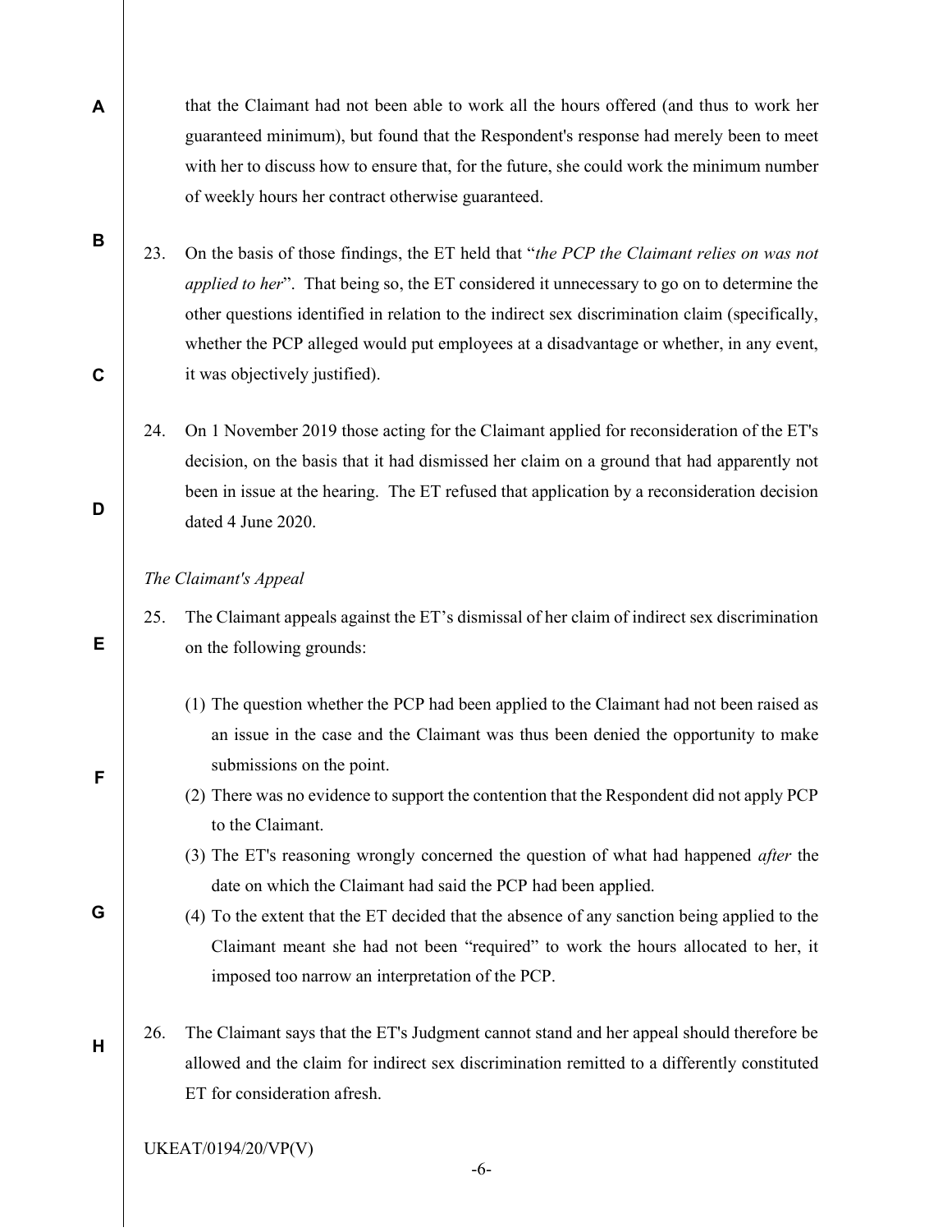that the Claimant had not been able to work all the hours offered (and thus to work her guaranteed minimum), but found that the Respondent's response had merely been to meet with her to discuss how to ensure that, for the future, she could work the minimum number of weekly hours her contract otherwise guaranteed.

23. On the basis of those findings, the ET held that "*the PCP the Claimant relies on was not applied to her*". That being so, the ET considered it unnecessary to go on to determine the other questions identified in relation to the indirect sex discrimination claim (specifically, whether the PCP alleged would put employees at a disadvantage or whether, in any event, it was objectively justified).

24. On 1 November 2019 those acting for the Claimant applied for reconsideration of the ET's decision, on the basis that it had dismissed her claim on a ground that had apparently not been in issue at the hearing. The ET refused that application by a reconsideration decision dated 4 June 2020.

*The Claimant's Appeal*

25. The Claimant appeals against the ET's dismissal of her claim of indirect sex discrimination on the following grounds:

   (1) The question whether the PCP had been applied to the Claimant had not been raised as an issue in the case and the Claimant was thus been denied the opportunity to make submissions on the point.
   
   (2) There was no evidence to support the contention that the Respondent did not apply PCP to the Claimant.
   
   (3) The ET's reasoning wrongly concerned the question of what had happened *after* the date on which the Claimant had said the PCP had been applied.
   
   (4) To the extent that the ET decided that the absence of any sanction being applied to the Claimant meant she had not been "required" to work the hours allocated to her, it imposed too narrow an interpretation of the PCP.

26. The Claimant says that the ET's Judgment cannot stand and her appeal should therefore be allowed and the claim for indirect sex discrimination remitted to a differently constituted ET for consideration afresh.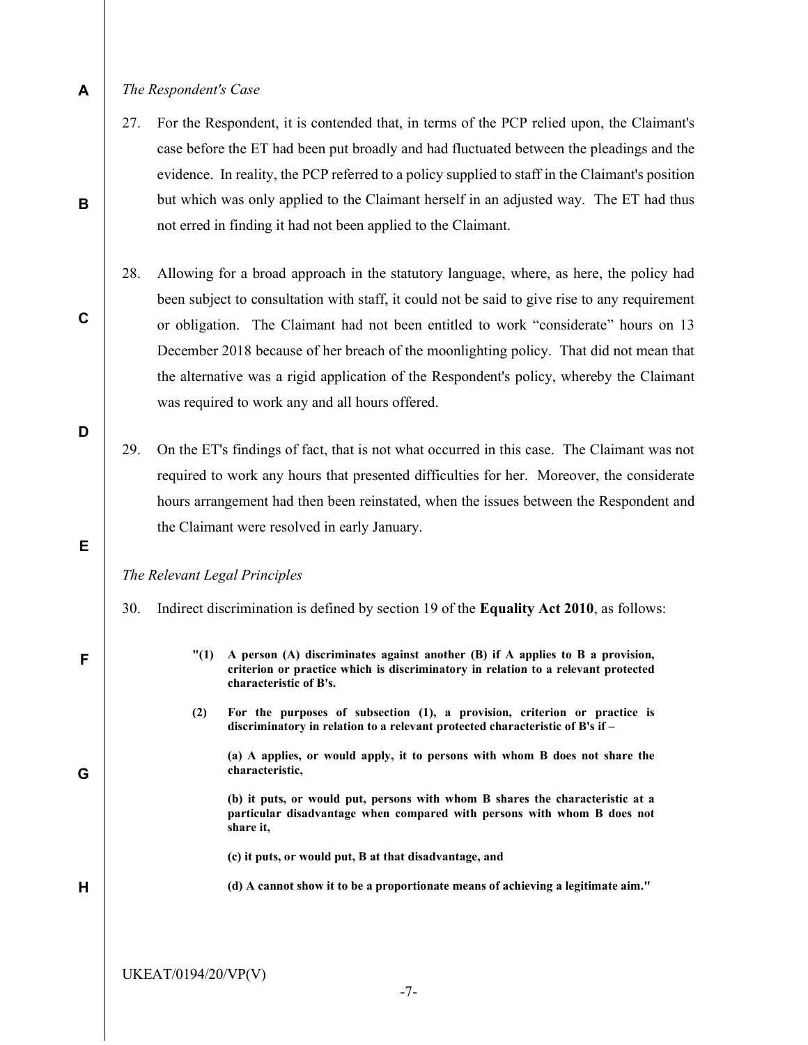*The Respondent's Case*

27. For the Respondent, it is contended that, in terms of the PCP relied upon, the Claimant's case before the ET had been put broadly and had fluctuated between the pleadings and the evidence. In reality, the PCP referred to a policy supplied to staff in the Claimant's position but which was only applied to the Claimant herself in an adjusted way. The ET had thus not erred in finding it had not been applied to the Claimant.

28. Allowing for a broad approach in the statutory language, where, as here, the policy had been subject to consultation with staff, it could not be said to give rise to any requirement or obligation. The Claimant had not been entitled to work "considerate" hours on 13 December 2018 because of her breach of the moonlighting policy. That did not mean that the alternative was a rigid application of the Respondent's policy, whereby the Claimant was required to work any and all hours offered.

29. On the ET's findings of fact, that is not what occurred in this case. The Claimant was not required to work any hours that presented difficulties for her. Moreover, the considerate hours arrangement had then been reinstated, when the issues between the Respondent and the Claimant were resolved in early January.

*The Relevant Legal Principles*

30. Indirect discrimination is defined by section 19 of the **Equality Act 2010**, as follows:

> **"(1) A person (A) discriminates against another (B) if A applies to B a provision, criterion or practice which is discriminatory in relation to a relevant protected characteristic of B's.**
>
> **(2) For the purposes of subsection (1), a provision, criterion or practice is discriminatory in relation to a relevant protected characteristic of B's if –**
>
> **(a) A applies, or would apply, it to persons with whom B does not share the characteristic,**
>
> **(b) it puts, or would put, persons with whom B shares the characteristic at a particular disadvantage when compared with persons with whom B does not share it,**
>
> **(c) it puts, or would put, B at that disadvantage, and**
>
> **(d) A cannot show it to be a proportionate means of achieving a legitimate aim."**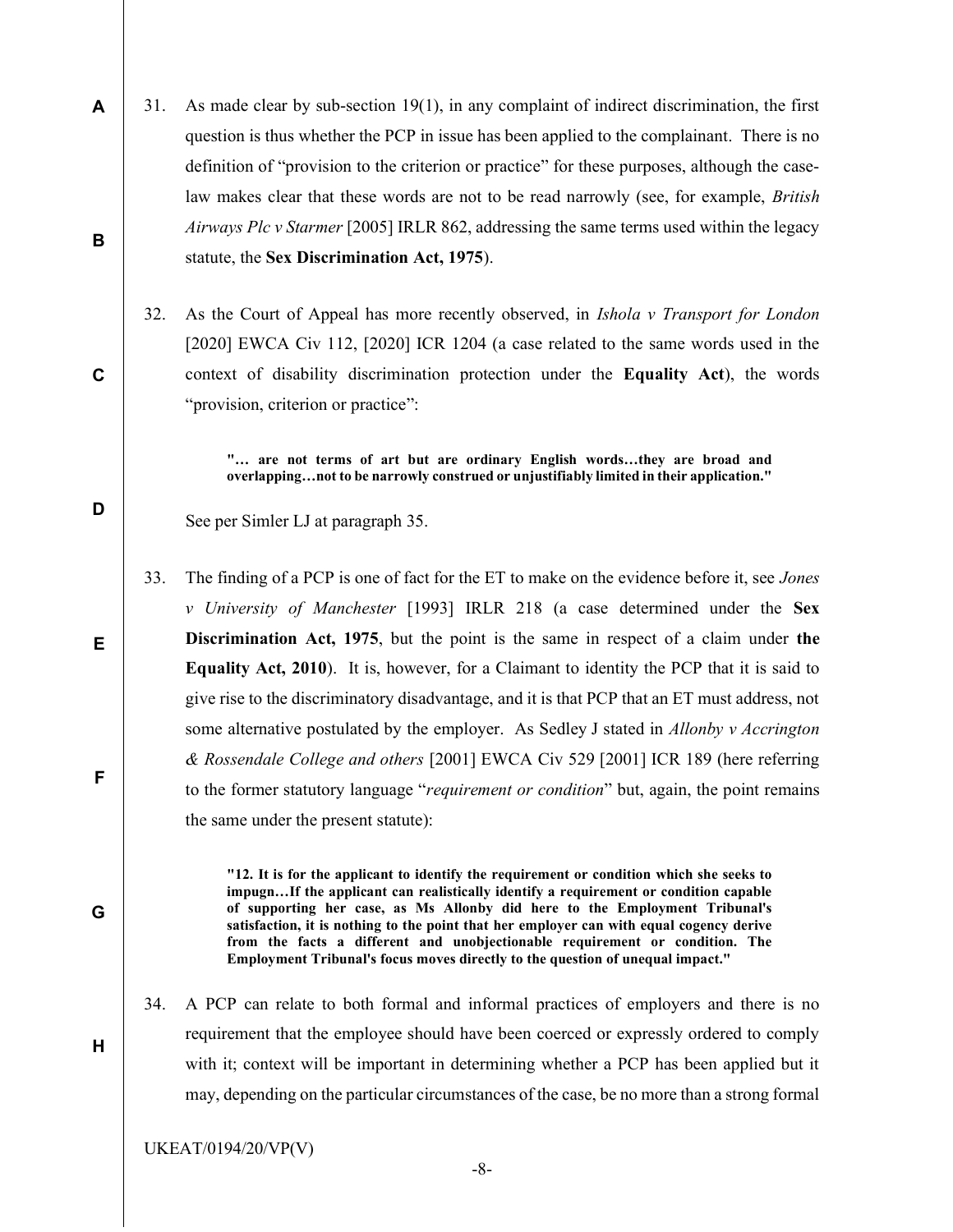31. As made clear by sub-section 19(1), in any complaint of indirect discrimination, the first question is thus whether the PCP in issue has been applied to the complainant. There is no definition of "provision to the criterion or practice" for these purposes, although the case-law makes clear that these words are not to be read narrowly (see, for example, *British Airways Plc v Starmer* [2005] IRLR 862, addressing the same terms used within the legacy statute, the **Sex Discrimination Act, 1975**).

32. As the Court of Appeal has more recently observed, in *Ishola v Transport for London* [2020] EWCA Civ 112, [2020] ICR 1204 (a case related to the same words used in the context of disability discrimination protection under the **Equality Act**), the words "provision, criterion or practice":

> **"… are not terms of art but are ordinary English words…they are broad and overlapping…not to be narrowly construed or unjustifiably limited in their application."**

See per Simler LJ at paragraph 35.

33. The finding of a PCP is one of fact for the ET to make on the evidence before it, see *Jones v University of Manchester* [1993] IRLR 218 (a case determined under the **Sex Discrimination Act, 1975**, but the point is the same in respect of a claim under **the Equality Act, 2010**). It is, however, for a Claimant to identity the PCP that it is said to give rise to the discriminatory disadvantage, and it is that PCP that an ET must address, not some alternative postulated by the employer. As Sedley J stated in *Allonby v Accrington & Rossendale College and others* [2001] EWCA Civ 529 [2001] ICR 189 (here referring to the former statutory language "*requirement or condition*" but, again, the point remains the same under the present statute):

> **"12. It is for the applicant to identify the requirement or condition which she seeks to impugn…If the applicant can realistically identify a requirement or condition capable of supporting her case, as Ms Allonby did here to the Employment Tribunal's satisfaction, it is nothing to the point that her employer can with equal cogency derive from the facts a different and unobjectionable requirement or condition. The Employment Tribunal's focus moves directly to the question of unequal impact."**

34. A PCP can relate to both formal and informal practices of employers and there is no requirement that the employee should have been coerced or expressly ordered to comply with it; context will be important in determining whether a PCP has been applied but it may, depending on the particular circumstances of the case, be no more than a strong formal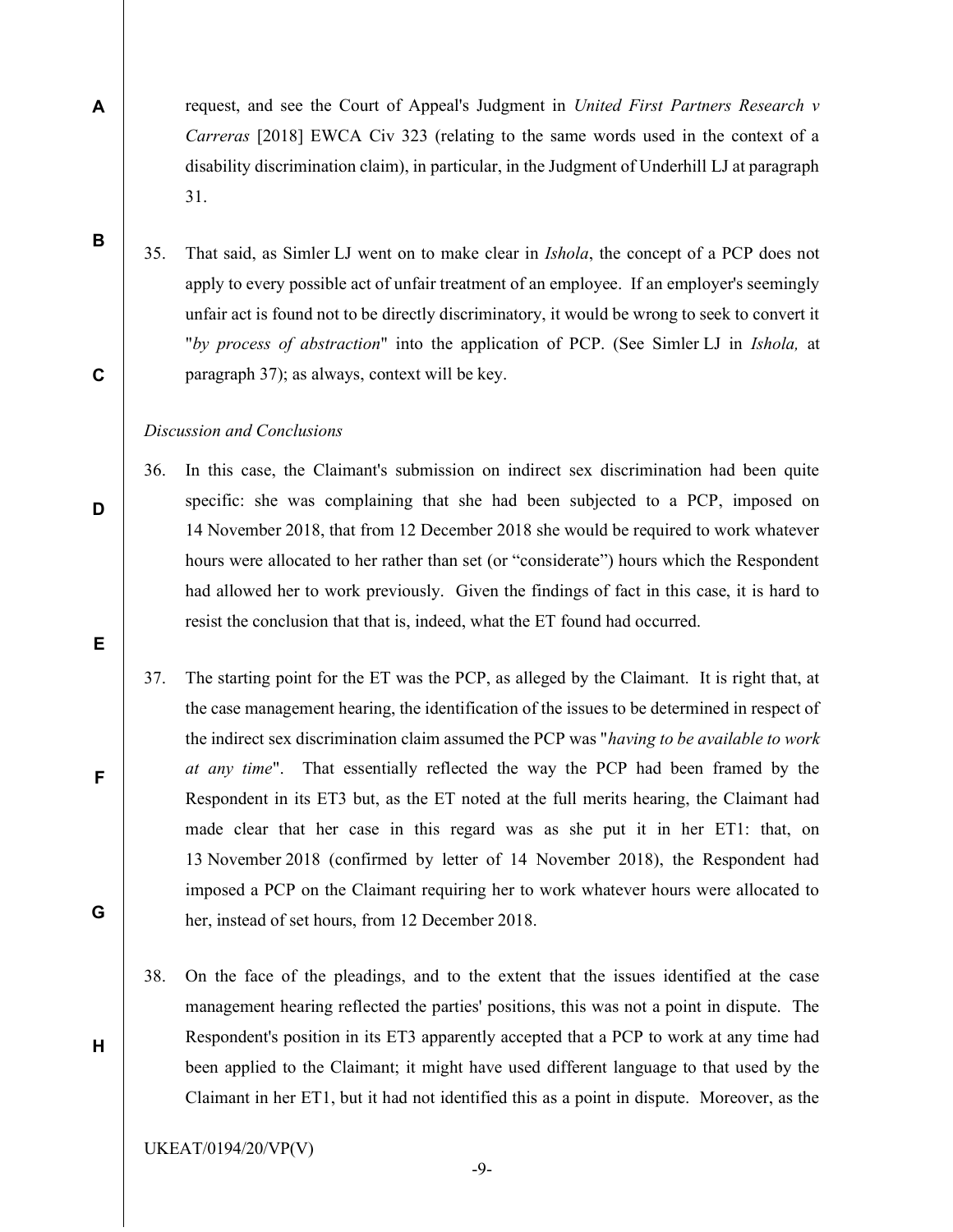request, and see the Court of Appeal's Judgment in *United First Partners Research v Carreras* [2018] EWCA Civ 323 (relating to the same words used in the context of a disability discrimination claim), in particular, in the Judgment of Underhill LJ at paragraph 31.

35. That said, as Simler LJ went on to make clear in *Ishola*, the concept of a PCP does not apply to every possible act of unfair treatment of an employee. If an employer's seemingly unfair act is found not to be directly discriminatory, it would be wrong to seek to convert it "*by process of abstraction*" into the application of PCP. (See Simler LJ in *Ishola,* at paragraph 37); as always, context will be key.

*Discussion and Conclusions*

36. In this case, the Claimant's submission on indirect sex discrimination had been quite specific: she was complaining that she had been subjected to a PCP, imposed on 14 November 2018, that from 12 December 2018 she would be required to work whatever hours were allocated to her rather than set (or "considerate") hours which the Respondent had allowed her to work previously. Given the findings of fact in this case, it is hard to resist the conclusion that that is, indeed, what the ET found had occurred.

37. The starting point for the ET was the PCP, as alleged by the Claimant. It is right that, at the case management hearing, the identification of the issues to be determined in respect of the indirect sex discrimination claim assumed the PCP was "*having to be available to work at any time*". That essentially reflected the way the PCP had been framed by the Respondent in its ET3 but, as the ET noted at the full merits hearing, the Claimant had made clear that her case in this regard was as she put it in her ET1: that, on 13 November 2018 (confirmed by letter of 14 November 2018), the Respondent had imposed a PCP on the Claimant requiring her to work whatever hours were allocated to her, instead of set hours, from 12 December 2018.

38. On the face of the pleadings, and to the extent that the issues identified at the case management hearing reflected the parties' positions, this was not a point in dispute. The Respondent's position in its ET3 apparently accepted that a PCP to work at any time had been applied to the Claimant; it might have used different language to that used by the Claimant in her ET1, but it had not identified this as a point in dispute. Moreover, as the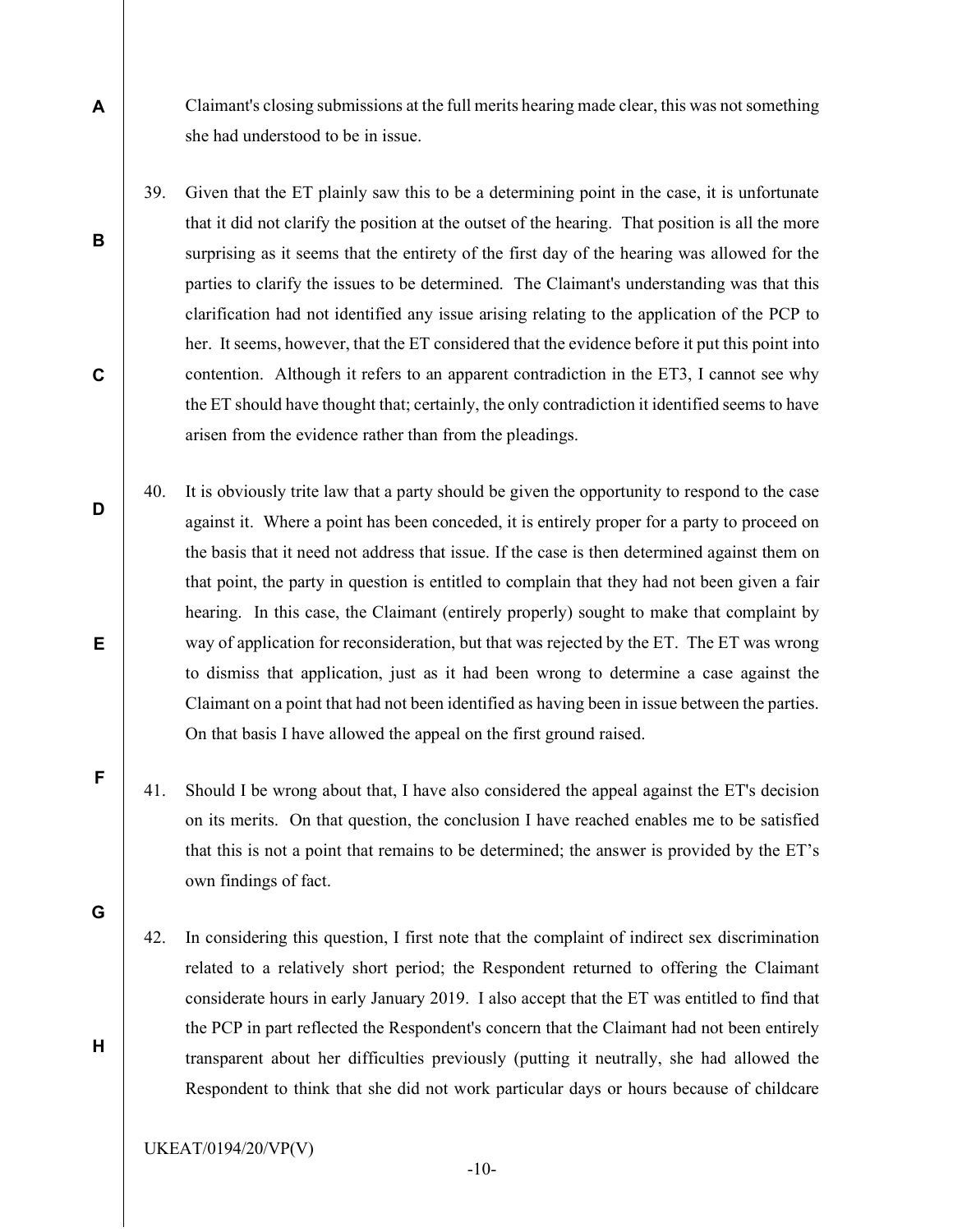Claimant's closing submissions at the full merits hearing made clear, this was not something she had understood to be in issue.

39. Given that the ET plainly saw this to be a determining point in the case, it is unfortunate that it did not clarify the position at the outset of the hearing. That position is all the more surprising as it seems that the entirety of the first day of the hearing was allowed for the parties to clarify the issues to be determined. The Claimant's understanding was that this clarification had not identified any issue arising relating to the application of the PCP to her. It seems, however, that the ET considered that the evidence before it put this point into contention. Although it refers to an apparent contradiction in the ET3, I cannot see why the ET should have thought that; certainly, the only contradiction it identified seems to have arisen from the evidence rather than from the pleadings.

40. It is obviously trite law that a party should be given the opportunity to respond to the case against it. Where a point has been conceded, it is entirely proper for a party to proceed on the basis that it need not address that issue. If the case is then determined against them on that point, the party in question is entitled to complain that they had not been given a fair hearing. In this case, the Claimant (entirely properly) sought to make that complaint by way of application for reconsideration, but that was rejected by the ET. The ET was wrong to dismiss that application, just as it had been wrong to determine a case against the Claimant on a point that had not been identified as having been in issue between the parties. On that basis I have allowed the appeal on the first ground raised.

41. Should I be wrong about that, I have also considered the appeal against the ET's decision on its merits. On that question, the conclusion I have reached enables me to be satisfied that this is not a point that remains to be determined; the answer is provided by the ET's own findings of fact.

42. In considering this question, I first note that the complaint of indirect sex discrimination related to a relatively short period; the Respondent returned to offering the Claimant considerate hours in early January 2019. I also accept that the ET was entitled to find that the PCP in part reflected the Respondent's concern that the Claimant had not been entirely transparent about her difficulties previously (putting it neutrally, she had allowed the Respondent to think that she did not work particular days or hours because of childcare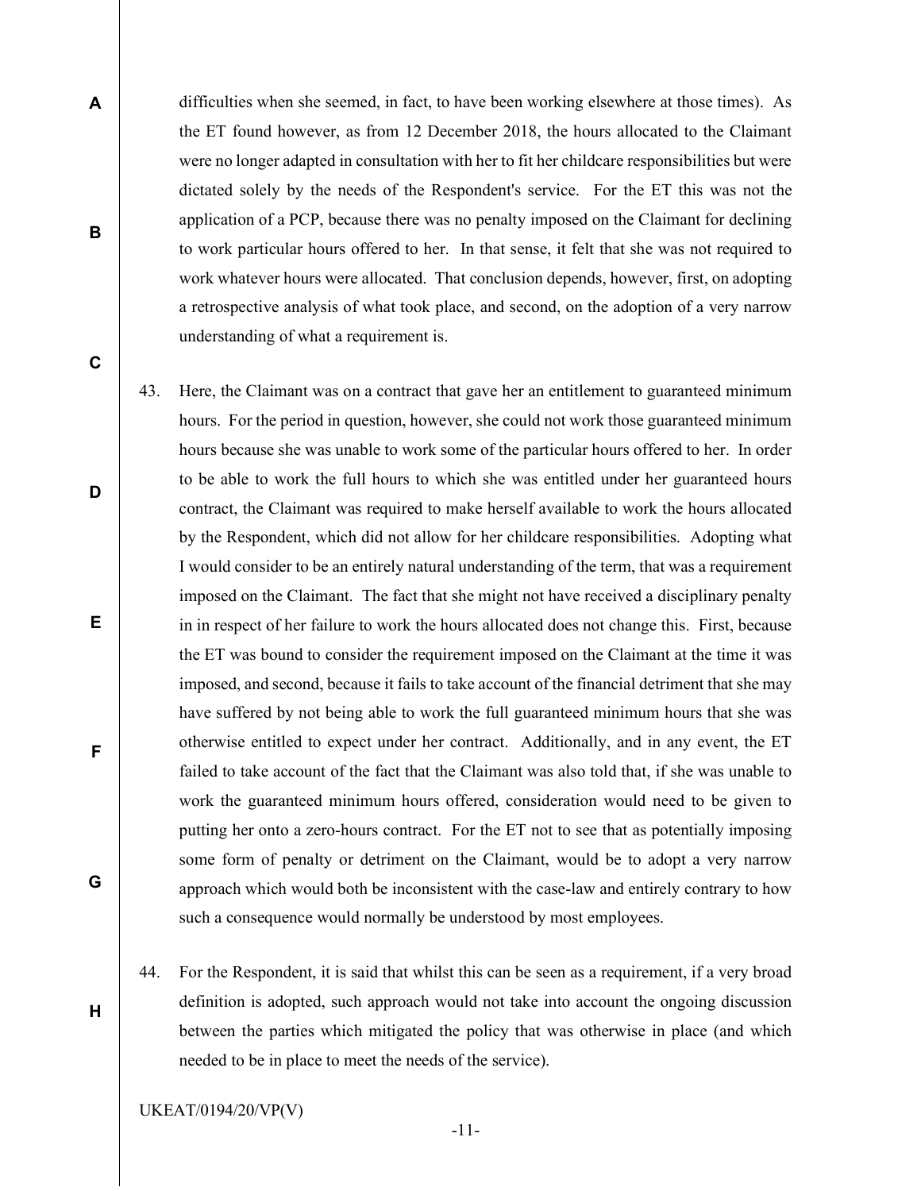difficulties when she seemed, in fact, to have been working elsewhere at those times). As the ET found however, as from 12 December 2018, the hours allocated to the Claimant were no longer adapted in consultation with her to fit her childcare responsibilities but were dictated solely by the needs of the Respondent's service. For the ET this was not the application of a PCP, because there was no penalty imposed on the Claimant for declining to work particular hours offered to her. In that sense, it felt that she was not required to work whatever hours were allocated. That conclusion depends, however, first, on adopting a retrospective analysis of what took place, and second, on the adoption of a very narrow understanding of what a requirement is.

43. Here, the Claimant was on a contract that gave her an entitlement to guaranteed minimum hours. For the period in question, however, she could not work those guaranteed minimum hours because she was unable to work some of the particular hours offered to her. In order to be able to work the full hours to which she was entitled under her guaranteed hours contract, the Claimant was required to make herself available to work the hours allocated by the Respondent, which did not allow for her childcare responsibilities. Adopting what I would consider to be an entirely natural understanding of the term, that was a requirement imposed on the Claimant. The fact that she might not have received a disciplinary penalty in in respect of her failure to work the hours allocated does not change this. First, because the ET was bound to consider the requirement imposed on the Claimant at the time it was imposed, and second, because it fails to take account of the financial detriment that she may have suffered by not being able to work the full guaranteed minimum hours that she was otherwise entitled to expect under her contract. Additionally, and in any event, the ET failed to take account of the fact that the Claimant was also told that, if she was unable to work the guaranteed minimum hours offered, consideration would need to be given to putting her onto a zero-hours contract. For the ET not to see that as potentially imposing some form of penalty or detriment on the Claimant, would be to adopt a very narrow approach which would both be inconsistent with the case-law and entirely contrary to how such a consequence would normally be understood by most employees.

44. For the Respondent, it is said that whilst this can be seen as a requirement, if a very broad definition is adopted, such approach would not take into account the ongoing discussion between the parties which mitigated the policy that was otherwise in place (and which needed to be in place to meet the needs of the service).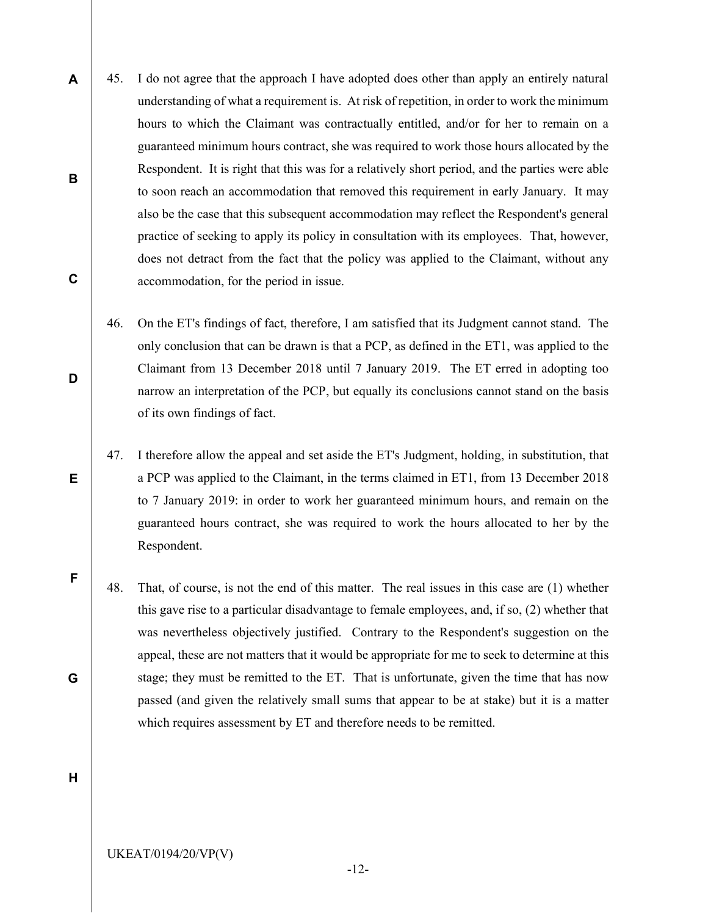45. I do not agree that the approach I have adopted does other than apply an entirely natural understanding of what a requirement is. At risk of repetition, in order to work the minimum hours to which the Claimant was contractually entitled, and/or for her to remain on a guaranteed minimum hours contract, she was required to work those hours allocated by the Respondent. It is right that this was for a relatively short period, and the parties were able to soon reach an accommodation that removed this requirement in early January. It may also be the case that this subsequent accommodation may reflect the Respondent's general practice of seeking to apply its policy in consultation with its employees. That, however, does not detract from the fact that the policy was applied to the Claimant, without any accommodation, for the period in issue.

46. On the ET's findings of fact, therefore, I am satisfied that its Judgment cannot stand. The only conclusion that can be drawn is that a PCP, as defined in the ET1, was applied to the Claimant from 13 December 2018 until 7 January 2019. The ET erred in adopting too narrow an interpretation of the PCP, but equally its conclusions cannot stand on the basis of its own findings of fact.

47. I therefore allow the appeal and set aside the ET's Judgment, holding, in substitution, that a PCP was applied to the Claimant, in the terms claimed in ET1, from 13 December 2018 to 7 January 2019: in order to work her guaranteed minimum hours, and remain on the guaranteed hours contract, she was required to work the hours allocated to her by the Respondent.

48. That, of course, is not the end of this matter. The real issues in this case are (1) whether this gave rise to a particular disadvantage to female employees, and, if so, (2) whether that was nevertheless objectively justified. Contrary to the Respondent's suggestion on the appeal, these are not matters that it would be appropriate for me to seek to determine at this stage; they must be remitted to the ET. That is unfortunate, given the time that has now passed (and given the relatively small sums that appear to be at stake) but it is a matter which requires assessment by ET and therefore needs to be remitted.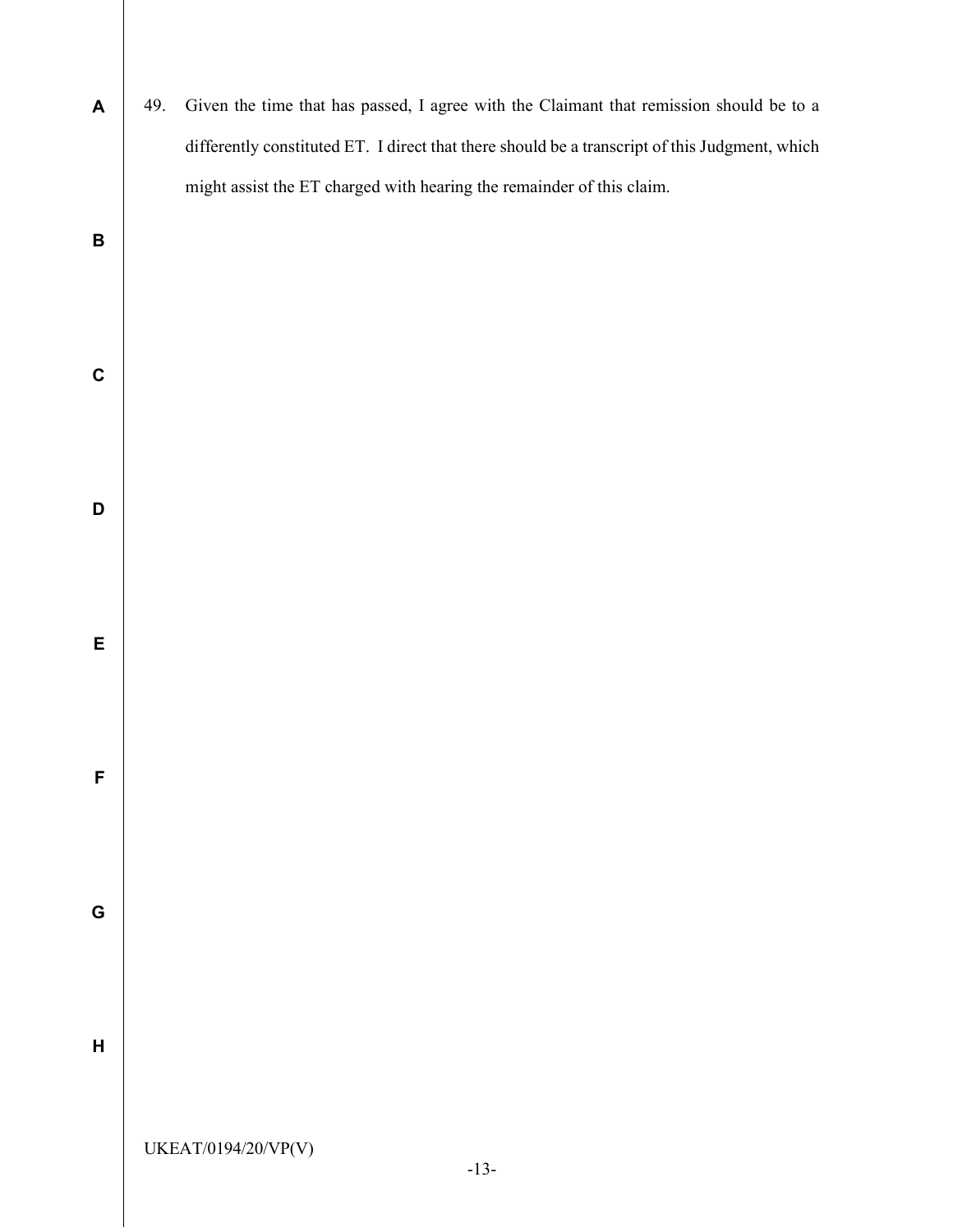49. Given the time that has passed, I agree with the Claimant that remission should be to a differently constituted ET. I direct that there should be a transcript of this Judgment, which might assist the ET charged with hearing the remainder of this claim.